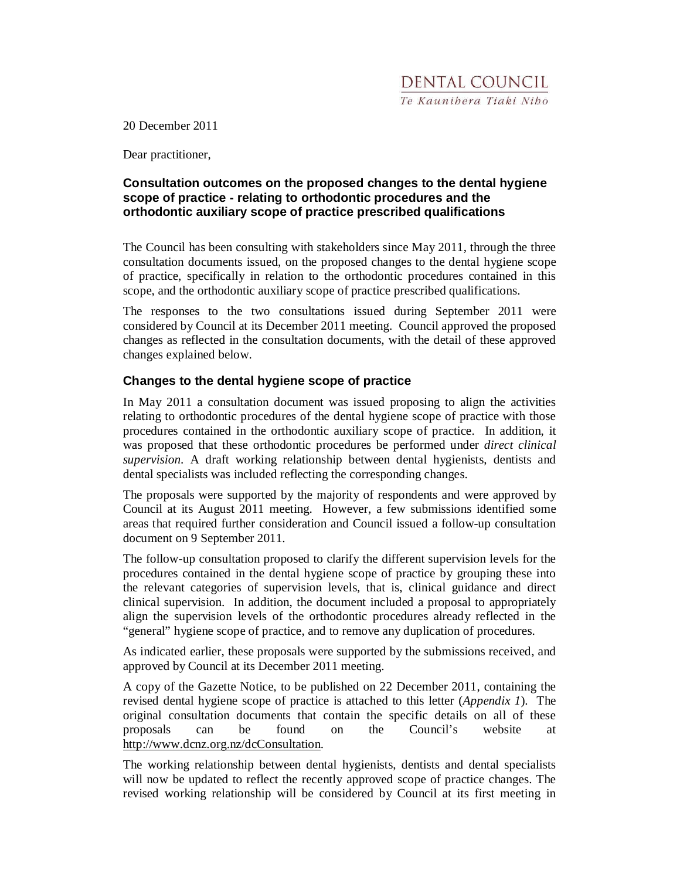DENTAL COUNCIL
*Te Kaunihera Tiaki Niho*

20 December 2011

Dear practitioner,

**Consultation outcomes on the proposed changes to the dental hygiene scope of practice - relating to orthodontic procedures and the orthodontic auxiliary scope of practice prescribed qualifications**

The Council has been consulting with stakeholders since May 2011, through the three consultation documents issued, on the proposed changes to the dental hygiene scope of practice, specifically in relation to the orthodontic procedures contained in this scope, and the orthodontic auxiliary scope of practice prescribed qualifications.

The responses to the two consultations issued during September 2011 were considered by Council at its December 2011 meeting. Council approved the proposed changes as reflected in the consultation documents, with the detail of these approved changes explained below.

## Changes to the dental hygiene scope of practice

In May 2011 a consultation document was issued proposing to align the activities relating to orthodontic procedures of the dental hygiene scope of practice with those procedures contained in the orthodontic auxiliary scope of practice. In addition, it was proposed that these orthodontic procedures be performed under *direct clinical supervision*. A draft working relationship between dental hygienists, dentists and dental specialists was included reflecting the corresponding changes.

The proposals were supported by the majority of respondents and were approved by Council at its August 2011 meeting. However, a few submissions identified some areas that required further consideration and Council issued a follow-up consultation document on 9 September 2011.

The follow-up consultation proposed to clarify the different supervision levels for the procedures contained in the dental hygiene scope of practice by grouping these into the relevant categories of supervision levels, that is, clinical guidance and direct clinical supervision. In addition, the document included a proposal to appropriately align the supervision levels of the orthodontic procedures already reflected in the "general" hygiene scope of practice, and to remove any duplication of procedures.

As indicated earlier, these proposals were supported by the submissions received, and approved by Council at its December 2011 meeting.

A copy of the Gazette Notice, to be published on 22 December 2011, containing the revised dental hygiene scope of practice is attached to this letter (*Appendix 1*). The original consultation documents that contain the specific details on all of these proposals can be found on the Council's website at http://www.dcnz.org.nz/dcConsultation.

The working relationship between dental hygienists, dentists and dental specialists will now be updated to reflect the recently approved scope of practice changes. The revised working relationship will be considered by Council at its first meeting in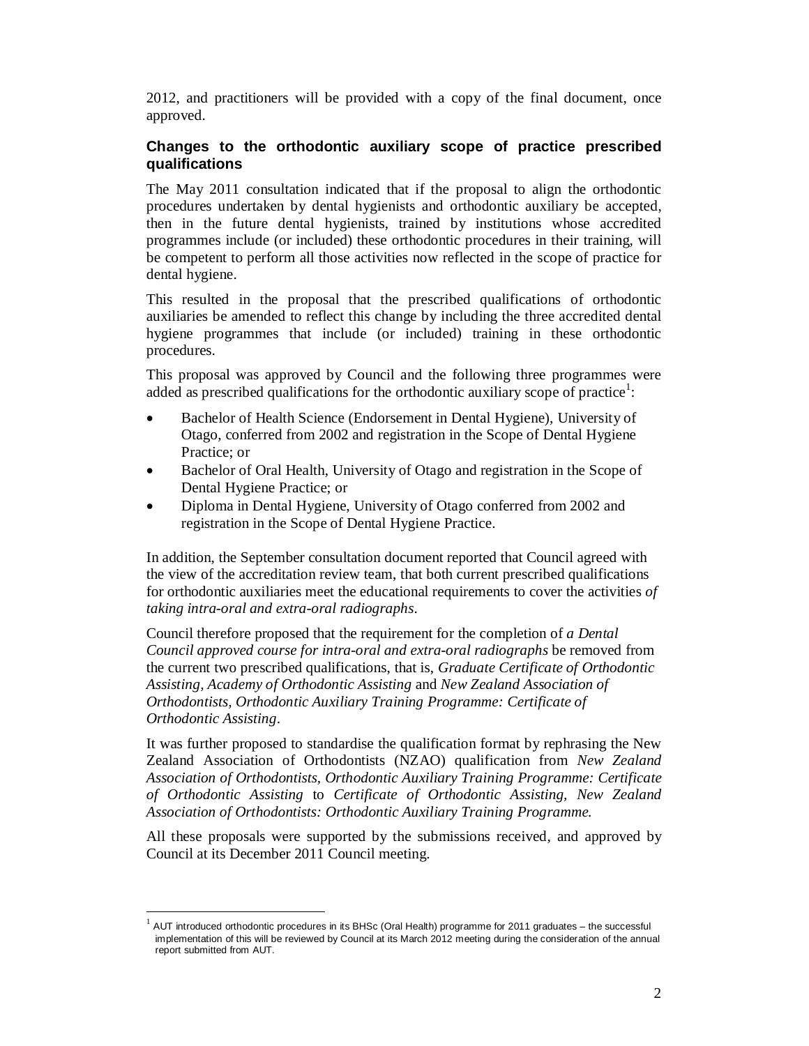2012, and practitioners will be provided with a copy of the final document, once approved.

### Changes to the orthodontic auxiliary scope of practice prescribed qualifications

The May 2011 consultation indicated that if the proposal to align the orthodontic procedures undertaken by dental hygienists and orthodontic auxiliary be accepted, then in the future dental hygienists, trained by institutions whose accredited programmes include (or included) these orthodontic procedures in their training, will be competent to perform all those activities now reflected in the scope of practice for dental hygiene.

This resulted in the proposal that the prescribed qualifications of orthodontic auxiliaries be amended to reflect this change by including the three accredited dental hygiene programmes that include (or included) training in these orthodontic procedures.

This proposal was approved by Council and the following three programmes were added as prescribed qualifications for the orthodontic auxiliary scope of practice[1]:

- Bachelor of Health Science (Endorsement in Dental Hygiene), University of Otago, conferred from 2002 and registration in the Scope of Dental Hygiene Practice; or
- Bachelor of Oral Health, University of Otago and registration in the Scope of Dental Hygiene Practice; or
- Diploma in Dental Hygiene, University of Otago conferred from 2002 and registration in the Scope of Dental Hygiene Practice.

In addition, the September consultation document reported that Council agreed with the view of the accreditation review team, that both current prescribed qualifications for orthodontic auxiliaries meet the educational requirements to cover the activities *of taking intra-oral and extra-oral radiographs*.

Council therefore proposed that the requirement for the completion of *a Dental Council approved course for intra-oral and extra-oral radiographs* be removed from the current two prescribed qualifications, that is, *Graduate Certificate of Orthodontic Assisting, Academy of Orthodontic Assisting* and *New Zealand Association of Orthodontists, Orthodontic Auxiliary Training Programme: Certificate of Orthodontic Assisting*.

It was further proposed to standardise the qualification format by rephrasing the New Zealand Association of Orthodontists (NZAO) qualification from *New Zealand Association of Orthodontists, Orthodontic Auxiliary Training Programme: Certificate of Orthodontic Assisting* to *Certificate of Orthodontic Assisting, New Zealand Association of Orthodontists: Orthodontic Auxiliary Training Programme.*

All these proposals were supported by the submissions received, and approved by Council at its December 2011 Council meeting.

---

[1] AUT introduced orthodontic procedures in its BHSc (Oral Health) programme for 2011 graduates – the successful implementation of this will be reviewed by Council at its March 2012 meeting during the consideration of the annual report submitted from AUT.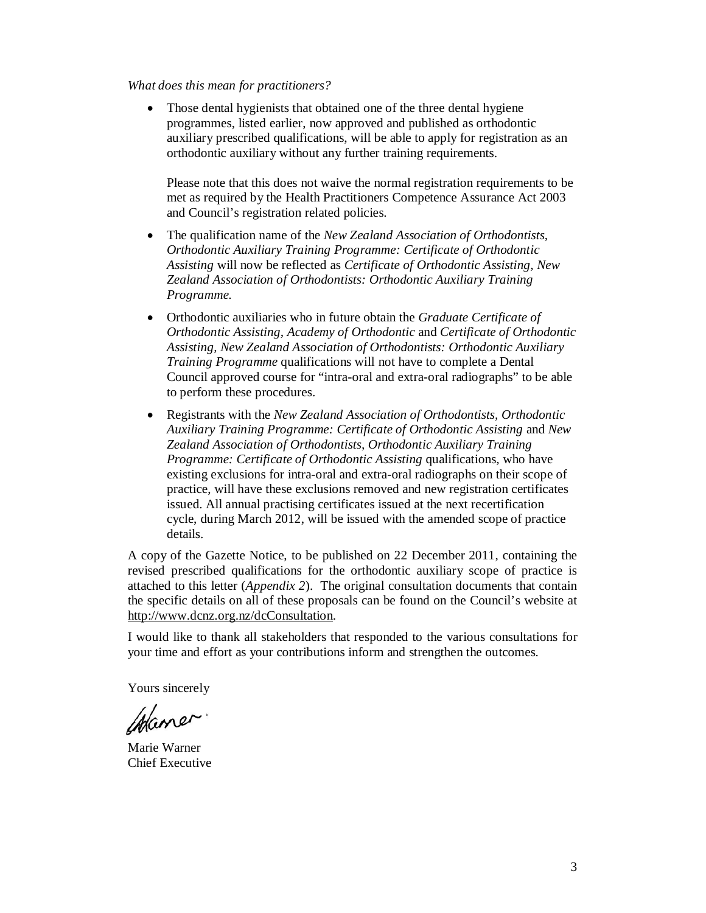*What does this mean for practitioners?*

- Those dental hygienists that obtained one of the three dental hygiene programmes, listed earlier, now approved and published as orthodontic auxiliary prescribed qualifications, will be able to apply for registration as an orthodontic auxiliary without any further training requirements.

  Please note that this does not waive the normal registration requirements to be met as required by the Health Practitioners Competence Assurance Act 2003 and Council's registration related policies.

- The qualification name of the *New Zealand Association of Orthodontists, Orthodontic Auxiliary Training Programme: Certificate of Orthodontic Assisting* will now be reflected as *Certificate of Orthodontic Assisting, New Zealand Association of Orthodontists: Orthodontic Auxiliary Training Programme.*

- Orthodontic auxiliaries who in future obtain the *Graduate Certificate of Orthodontic Assisting, Academy of Orthodontic* and *Certificate of Orthodontic Assisting, New Zealand Association of Orthodontists: Orthodontic Auxiliary Training Programme* qualifications will not have to complete a Dental Council approved course for "intra-oral and extra-oral radiographs" to be able to perform these procedures.

- Registrants with the *New Zealand Association of Orthodontists, Orthodontic Auxiliary Training Programme: Certificate of Orthodontic Assisting* and *New Zealand Association of Orthodontists, Orthodontic Auxiliary Training Programme: Certificate of Orthodontic Assisting* qualifications, who have existing exclusions for intra-oral and extra-oral radiographs on their scope of practice, will have these exclusions removed and new registration certificates issued. All annual practising certificates issued at the next recertification cycle, during March 2012, will be issued with the amended scope of practice details.

A copy of the Gazette Notice, to be published on 22 December 2011, containing the revised prescribed qualifications for the orthodontic auxiliary scope of practice is attached to this letter (*Appendix 2*). The original consultation documents that contain the specific details on all of these proposals can be found on the Council's website at http://www.dcnz.org.nz/dcConsultation.

I would like to thank all stakeholders that responded to the various consultations for your time and effort as your contributions inform and strengthen the outcomes.

Yours sincerely

Marie Warner
Chief Executive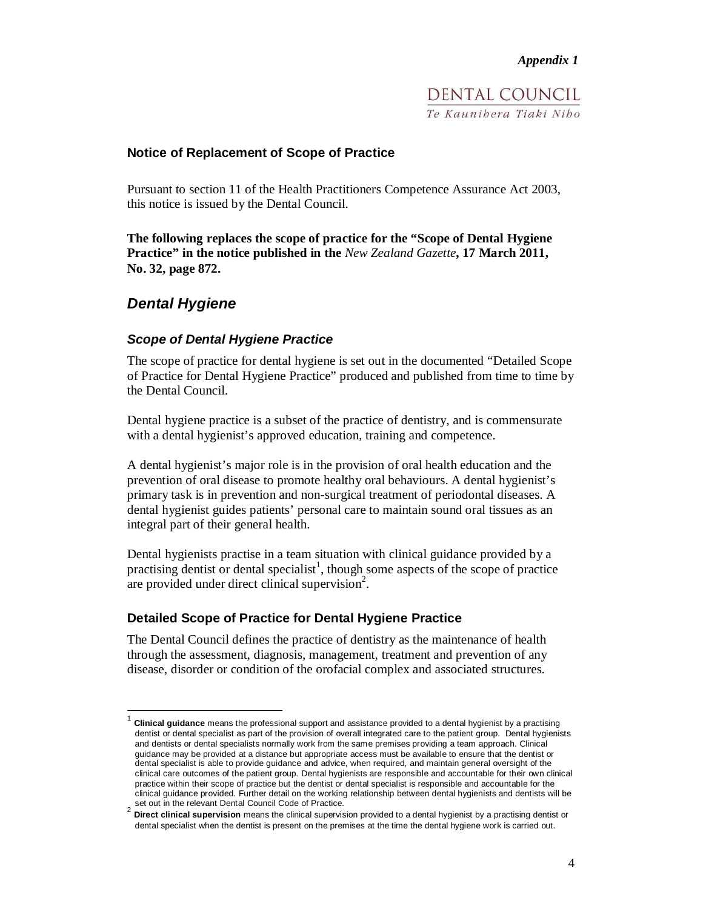*Appendix 1*

DENTAL COUNCIL
*Te Kaunihera Tiaki Niho*

**Notice of Replacement of Scope of Practice**

Pursuant to section 11 of the Health Practitioners Competence Assurance Act 2003, this notice is issued by the Dental Council.

**The following replaces the scope of practice for the "Scope of Dental Hygiene Practice" in the notice published in the** *New Zealand Gazette***, 17 March 2011, No. 32, page 872.**

## *Dental Hygiene*

### *Scope of Dental Hygiene Practice*

The scope of practice for dental hygiene is set out in the documented "Detailed Scope of Practice for Dental Hygiene Practice" produced and published from time to time by the Dental Council.

Dental hygiene practice is a subset of the practice of dentistry, and is commensurate with a dental hygienist's approved education, training and competence.

A dental hygienist's major role is in the provision of oral health education and the prevention of oral disease to promote healthy oral behaviours. A dental hygienist's primary task is in prevention and non-surgical treatment of periodontal diseases. A dental hygienist guides patients' personal care to maintain sound oral tissues as an integral part of their general health.

Dental hygienists practise in a team situation with clinical guidance provided by a practising dentist or dental specialist[1], though some aspects of the scope of practice are provided under direct clinical supervision[2].

### Detailed Scope of Practice for Dental Hygiene Practice

The Dental Council defines the practice of dentistry as the maintenance of health through the assessment, diagnosis, management, treatment and prevention of any disease, disorder or condition of the orofacial complex and associated structures.

---

[1] **Clinical guidance** means the professional support and assistance provided to a dental hygienist by a practising dentist or dental specialist as part of the provision of overall integrated care to the patient group. Dental hygienists and dentists or dental specialists normally work from the same premises providing a team approach. Clinical guidance may be provided at a distance but appropriate access must be available to ensure that the dentist or dental specialist is able to provide guidance and advice, when required, and maintain general oversight of the clinical care outcomes of the patient group. Dental hygienists are responsible and accountable for their own clinical practice within their scope of practice but the dentist or dental specialist is responsible and accountable for the clinical guidance provided. Further detail on the working relationship between dental hygienists and dentists will be set out in the relevant Dental Council Code of Practice.

[2] **Direct clinical supervision** means the clinical supervision provided to a dental hygienist by a practising dentist or dental specialist when the dentist is present on the premises at the time the dental hygiene work is carried out.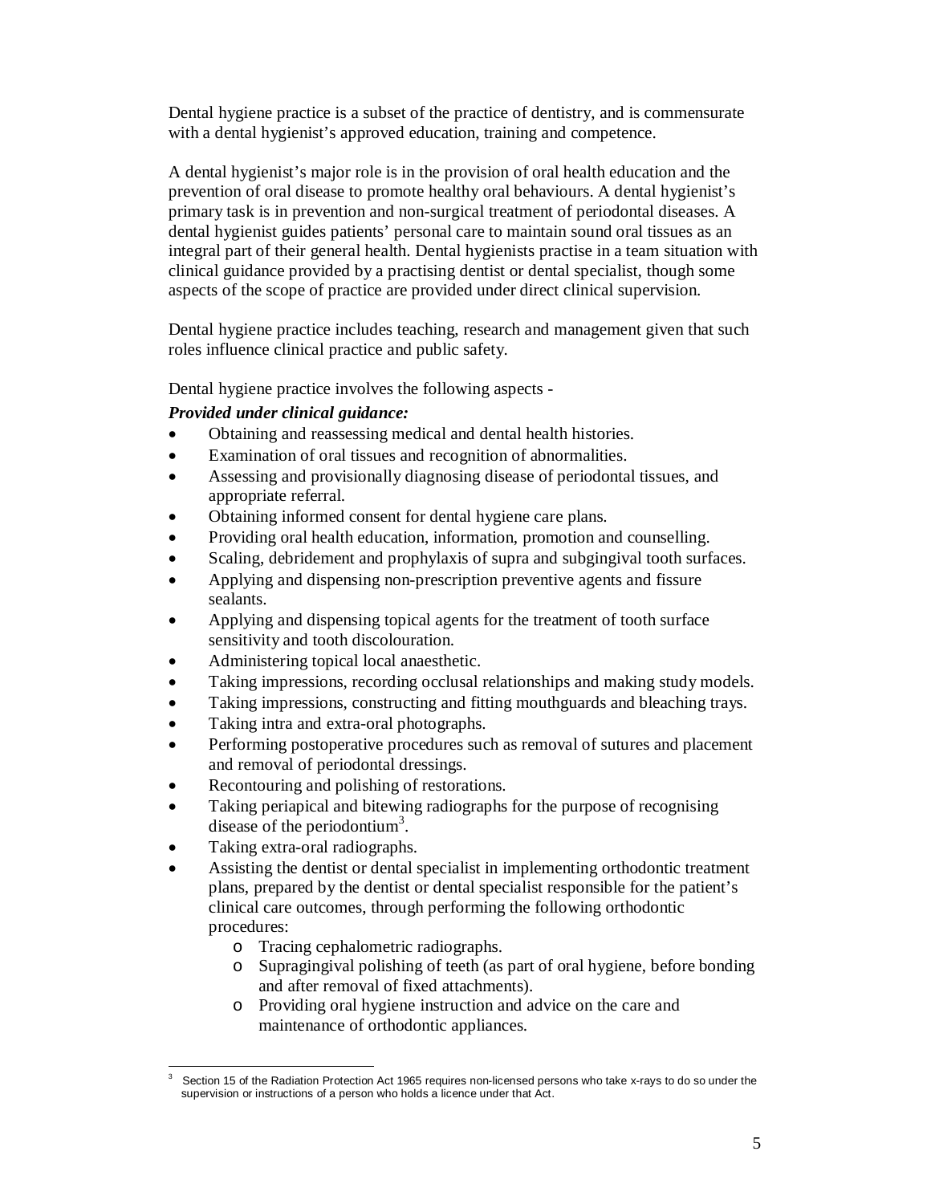Dental hygiene practice is a subset of the practice of dentistry, and is commensurate with a dental hygienist's approved education, training and competence.

A dental hygienist's major role is in the provision of oral health education and the prevention of oral disease to promote healthy oral behaviours. A dental hygienist's primary task is in prevention and non-surgical treatment of periodontal diseases. A dental hygienist guides patients' personal care to maintain sound oral tissues as an integral part of their general health. Dental hygienists practise in a team situation with clinical guidance provided by a practising dentist or dental specialist, though some aspects of the scope of practice are provided under direct clinical supervision.

Dental hygiene practice includes teaching, research and management given that such roles influence clinical practice and public safety.

Dental hygiene practice involves the following aspects -

***Provided under clinical guidance:***

- Obtaining and reassessing medical and dental health histories.
- Examination of oral tissues and recognition of abnormalities.
- Assessing and provisionally diagnosing disease of periodontal tissues, and appropriate referral.
- Obtaining informed consent for dental hygiene care plans.
- Providing oral health education, information, promotion and counselling.
- Scaling, debridement and prophylaxis of supra and subgingival tooth surfaces.
- Applying and dispensing non-prescription preventive agents and fissure sealants.
- Applying and dispensing topical agents for the treatment of tooth surface sensitivity and tooth discolouration.
- Administering topical local anaesthetic.
- Taking impressions, recording occlusal relationships and making study models.
- Taking impressions, constructing and fitting mouthguards and bleaching trays.
- Taking intra and extra-oral photographs.
- Performing postoperative procedures such as removal of sutures and placement and removal of periodontal dressings.
- Recontouring and polishing of restorations.
- Taking periapical and bitewing radiographs for the purpose of recognising disease of the periodontium[3].
- Taking extra-oral radiographs.
- Assisting the dentist or dental specialist in implementing orthodontic treatment plans, prepared by the dentist or dental specialist responsible for the patient's clinical care outcomes, through performing the following orthodontic procedures:
  - Tracing cephalometric radiographs.
  - Supragingival polishing of teeth (as part of oral hygiene, before bonding and after removal of fixed attachments).
  - Providing oral hygiene instruction and advice on the care and maintenance of orthodontic appliances.

---

[3] Section 15 of the Radiation Protection Act 1965 requires non-licensed persons who take x-rays to do so under the supervision or instructions of a person who holds a licence under that Act.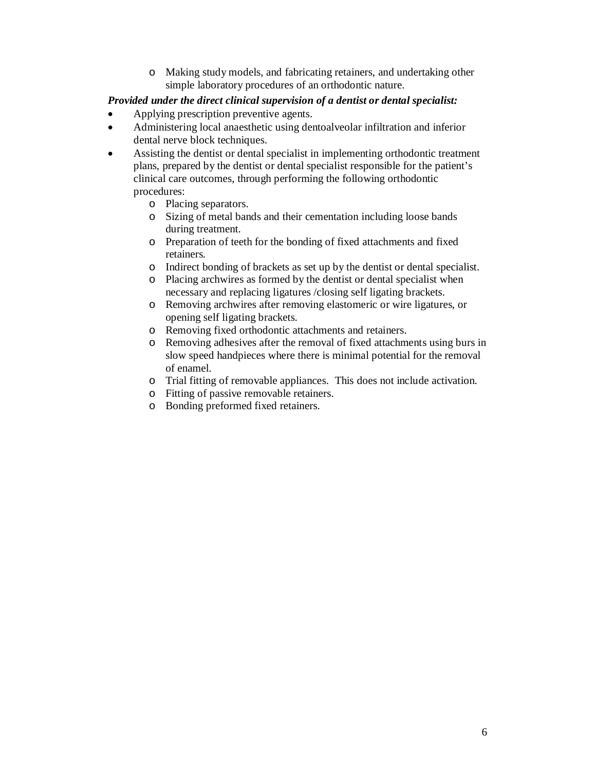- Making study models, and fabricating retainers, and undertaking other simple laboratory procedures of an orthodontic nature.

***Provided under the direct clinical supervision of a dentist or dental specialist:***

- Applying prescription preventive agents.
- Administering local anaesthetic using dentoalveolar infiltration and inferior dental nerve block techniques.
- Assisting the dentist or dental specialist in implementing orthodontic treatment plans, prepared by the dentist or dental specialist responsible for the patient's clinical care outcomes, through performing the following orthodontic procedures:
    - Placing separators.
    - Sizing of metal bands and their cementation including loose bands during treatment.
    - Preparation of teeth for the bonding of fixed attachments and fixed retainers.
    - Indirect bonding of brackets as set up by the dentist or dental specialist.
    - Placing archwires as formed by the dentist or dental specialist when necessary and replacing ligatures /closing self ligating brackets.
    - Removing archwires after removing elastomeric or wire ligatures, or opening self ligating brackets.
    - Removing fixed orthodontic attachments and retainers.
    - Removing adhesives after the removal of fixed attachments using burs in slow speed handpieces where there is minimal potential for the removal of enamel.
    - Trial fitting of removable appliances. This does not include activation.
    - Fitting of passive removable retainers.
    - Bonding preformed fixed retainers.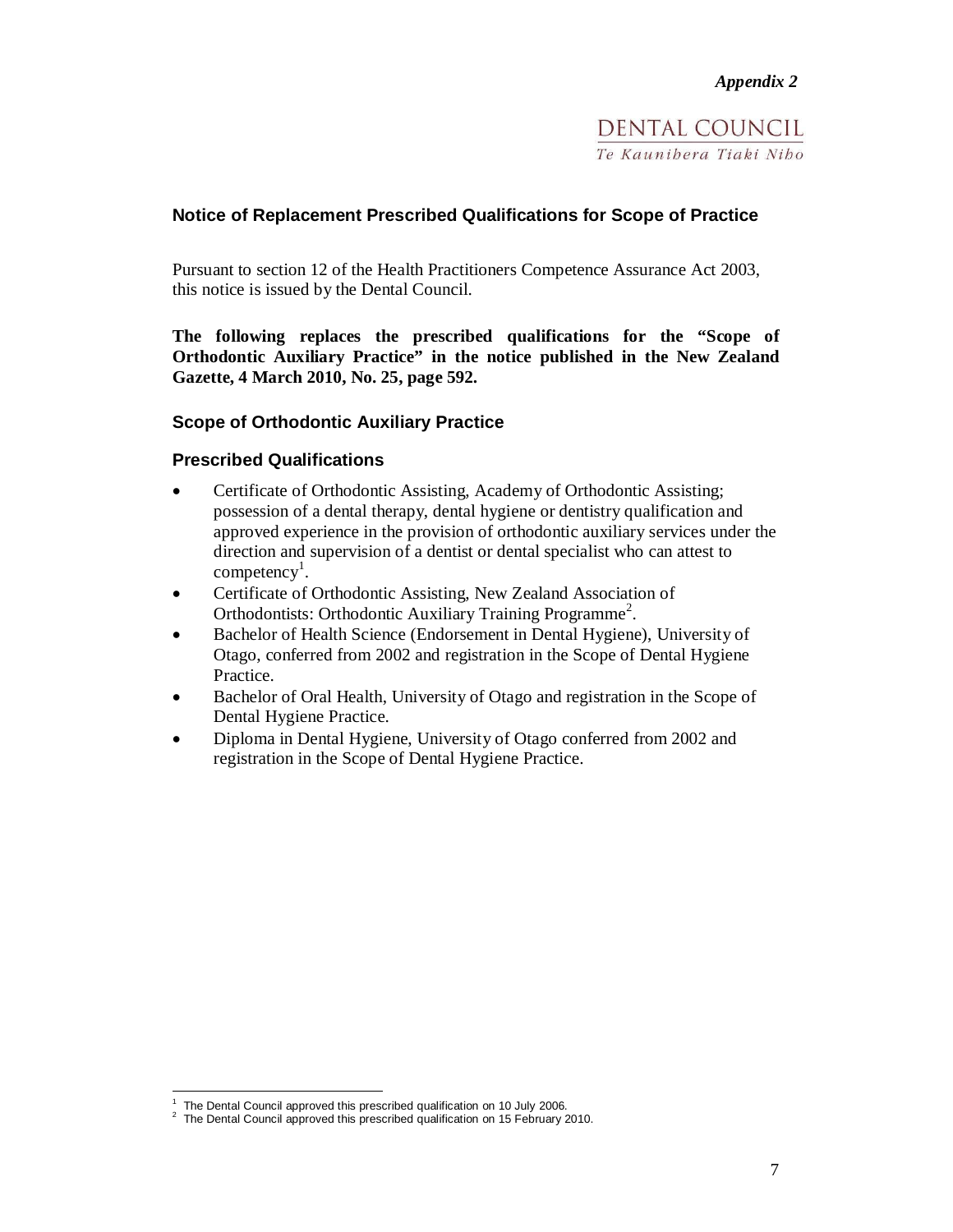*Appendix 2*

DENTAL COUNCIL
*Te Kaunihera Tiaki Niho*

### Notice of Replacement Prescribed Qualifications for Scope of Practice

Pursuant to section 12 of the Health Practitioners Competence Assurance Act 2003, this notice is issued by the Dental Council.

**The following replaces the prescribed qualifications for the "Scope of Orthodontic Auxiliary Practice" in the notice published in the New Zealand Gazette, 4 March 2010, No. 25, page 592.**

### Scope of Orthodontic Auxiliary Practice

### Prescribed Qualifications

- Certificate of Orthodontic Assisting, Academy of Orthodontic Assisting; possession of a dental therapy, dental hygiene or dentistry qualification and approved experience in the provision of orthodontic auxiliary services under the direction and supervision of a dentist or dental specialist who can attest to competency[1].
- Certificate of Orthodontic Assisting, New Zealand Association of Orthodontists: Orthodontic Auxiliary Training Programme[2].
- Bachelor of Health Science (Endorsement in Dental Hygiene), University of Otago, conferred from 2002 and registration in the Scope of Dental Hygiene Practice.
- Bachelor of Oral Health, University of Otago and registration in the Scope of Dental Hygiene Practice.
- Diploma in Dental Hygiene, University of Otago conferred from 2002 and registration in the Scope of Dental Hygiene Practice.

[1] The Dental Council approved this prescribed qualification on 10 July 2006.
[2] The Dental Council approved this prescribed qualification on 15 February 2010.